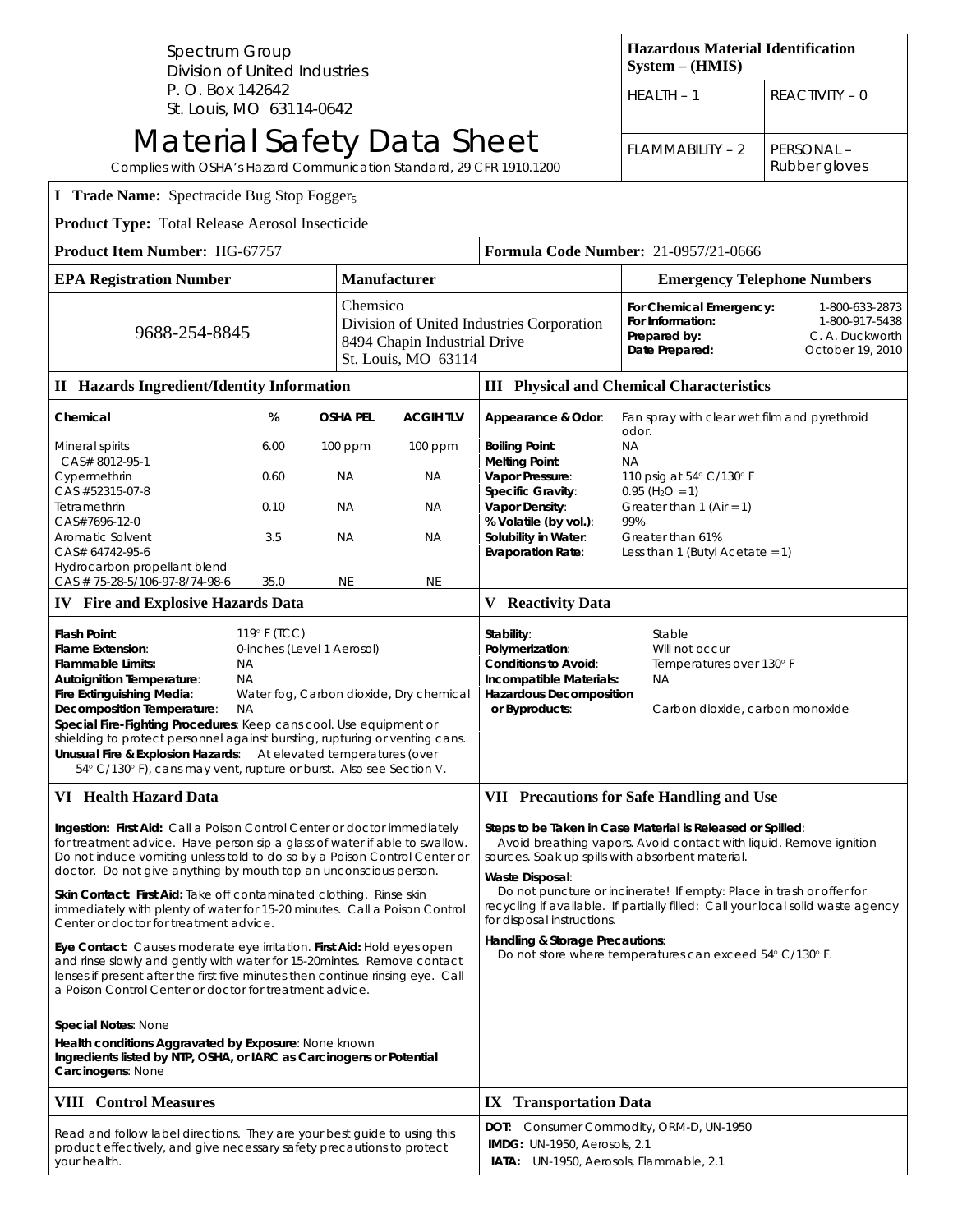Spectrum Group
Division of United Industries
P. O. Box 142642
St. Louis, MO 63114-0642

# Material Safety Data Sheet

Complies with OSHA's Hazard Communication Standard, 29 CFR 1910.1200

| Hazardous Material Identification System – (HMIS) | |
|---|---|
| HEALTH – 1 | REACTIVITY – 0 |
| FLAMMABILITY – 2 | PERSONAL – Rubber gloves |

**I Trade Name:** Spectracide Bug Stop Fogger$_5$

**Product Type:** Total Release Aerosol Insecticide

**Product Item Number:** HG-67757

**Formula Code Number:** 21-0957/21-0666

| EPA Registration Number | Manufacturer | Emergency Telephone Numbers |
|---|---|---|
| 9688-254-8845 | Chemsico<br>Division of United Industries Corporation<br>8494 Chapin Industrial Drive<br>St. Louis, MO 63114 | **For Chemical Emergency:** 1-800-633-2873<br>**For Information:** 1-800-917-5438<br>**Prepared by:** C. A. Duckworth<br>**Date Prepared:** October 19, 2010 |

## II Hazards Ingredient/Identity Information

| Chemical | % | OSHA PEL | ACGIH TLV |
|---|---|---|---|
| Mineral spirits CAS# 8012-95-1 | 6.00 | 100 ppm | 100 ppm |
| Cypermethrin CAS #52315-07-8 | 0.60 | NA | NA |
| Tetramethrin CAS#7696-12-0 | 0.10 | NA | NA |
| Aromatic Solvent CAS# 64742-95-6 | 3.5 | NA | NA |
| Hydrocarbon propellant blend CAS # 75-28-5/106-97-8/74-98-6 | 35.0 | NE | NE |

## III Physical and Chemical Characteristics

**Appearance & Odor:** Fan spray with clear wet film and pyrethroid odor.
**Boiling Point:** NA
**Melting Point:** NA
**Vapor Pressure:** 110 psig at 54° C/130° F
**Specific Gravity:** 0.95 ($H_2O$ = 1)
**Vapor Density:** Greater than 1 (Air = 1)
**% Volatile (by vol.):** 99%
**Solubility in Water:** Greater than 61%
**Evaporation Rate:** Less than 1 (Butyl Acetate = 1)

## IV Fire and Explosive Hazards Data

**Flash Point:** 119° F (TCC)
**Flame Extension:** 0-inches (Level 1 Aerosol)
**Flammable Limits:** NA
**Autoignition Temperature:** NA
**Fire Extinguishing Media:** Water fog, Carbon dioxide, Dry chemical
**Decomposition Temperature:** NA
**Special Fire-Fighting Procedures:** Keep cans cool. Use equipment or shielding to protect personnel against bursting, rupturing or venting cans.
**Unusual Fire & Explosion Hazards:** At elevated temperatures (over 54° C/130° F), cans may vent, rupture or burst. Also see Section V.

## V Reactivity Data

**Stability:** Stable
**Polymerization:** Will not occur
**Conditions to Avoid:** Temperatures over 130° F
**Incompatible Materials:** NA
**Hazardous Decomposition or Byproducts:** Carbon dioxide, carbon monoxide

## VI Health Hazard Data

**Ingestion: First Aid:** Call a Poison Control Center or doctor immediately for treatment advice. Have person sip a glass of water if able to swallow. Do not induce vomiting unless told to do so by a Poison Control Center or doctor. Do not give anything by mouth top an unconscious person.

**Skin Contact: First Aid:** Take off contaminated clothing. Rinse skin immediately with plenty of water for 15-20 minutes. Call a Poison Control Center or doctor for treatment advice.

**Eye Contact:** Causes moderate eye irritation. **First Aid:** Hold eyes open and rinse slowly and gently with water for 15-20mintes. Remove contact lenses if present after the first five minutes then continue rinsing eye. Call a Poison Control Center or doctor for treatment advice.

**Special Notes:** None

**Health conditions Aggravated by Exposure:** None known

**Ingredients listed by NTP, OSHA, or IARC as Carcinogens or Potential Carcinogens:** None

## VII Precautions for Safe Handling and Use

**Steps to be Taken in Case Material is Released or Spilled:** Avoid breathing vapors. Avoid contact with liquid. Remove ignition sources. Soak up spills with absorbent material.

**Waste Disposal:** Do not puncture or incinerate! If empty: Place in trash or offer for recycling if available. If partially filled: Call your local solid waste agency for disposal instructions.

**Handling & Storage Precautions:** Do not store where temperatures can exceed 54° C/130° F.

## VIII Control Measures

Read and follow label directions. They are your best guide to using this product effectively, and give necessary safety precautions to protect your health.

## IX Transportation Data

**DOT:** Consumer Commodity, ORM-D, UN-1950
**IMDG:** UN-1950, Aerosols, 2.1
**IATA:** UN-1950, Aerosols, Flammable, 2.1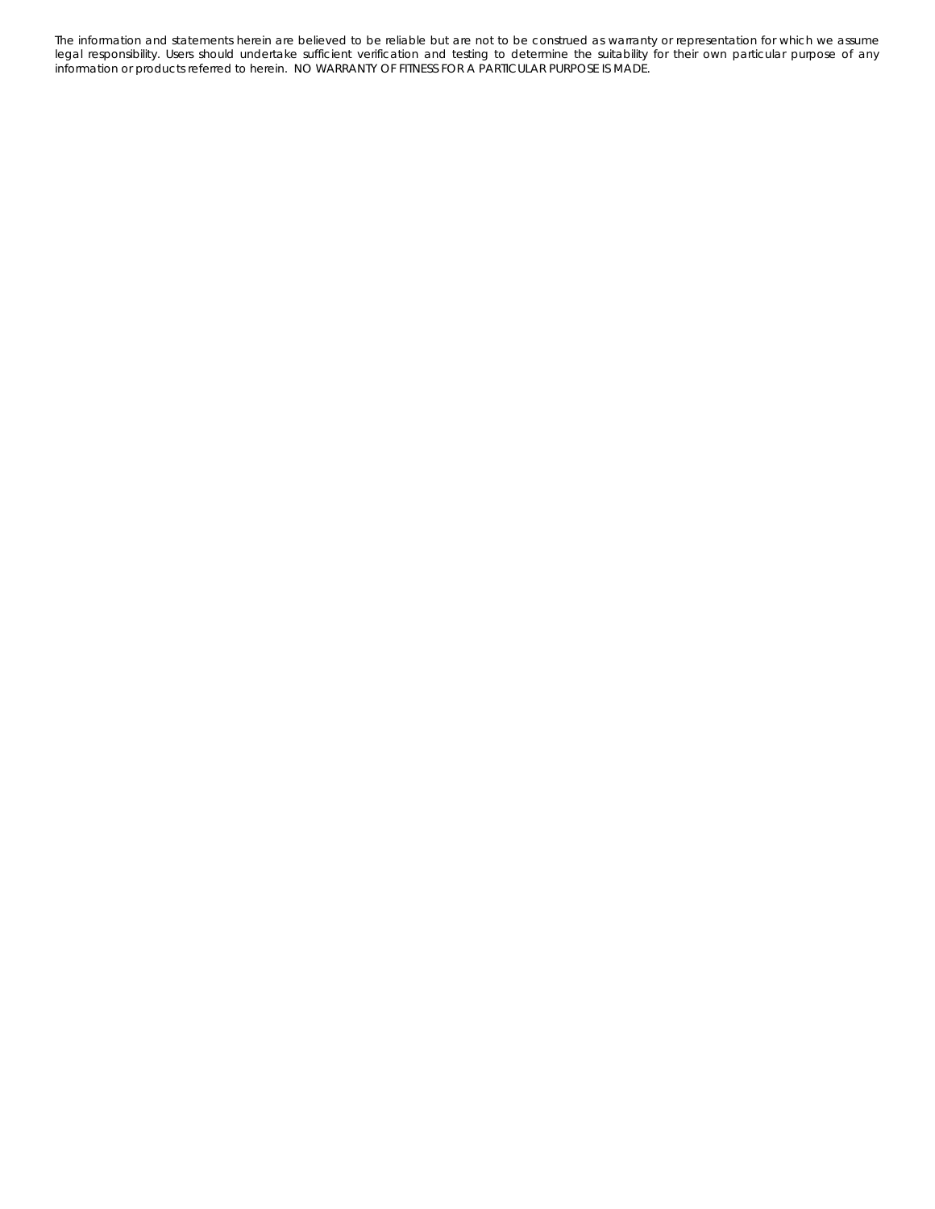The information and statements herein are believed to be reliable but are not to be construed as warranty or representation for which we assume legal responsibility. Users should undertake sufficient verification and testing to determine the suitability for their own particular purpose of any information or products referred to herein. NO WARRANTY OF FITNESS FOR A PARTICULAR PURPOSE IS MADE.